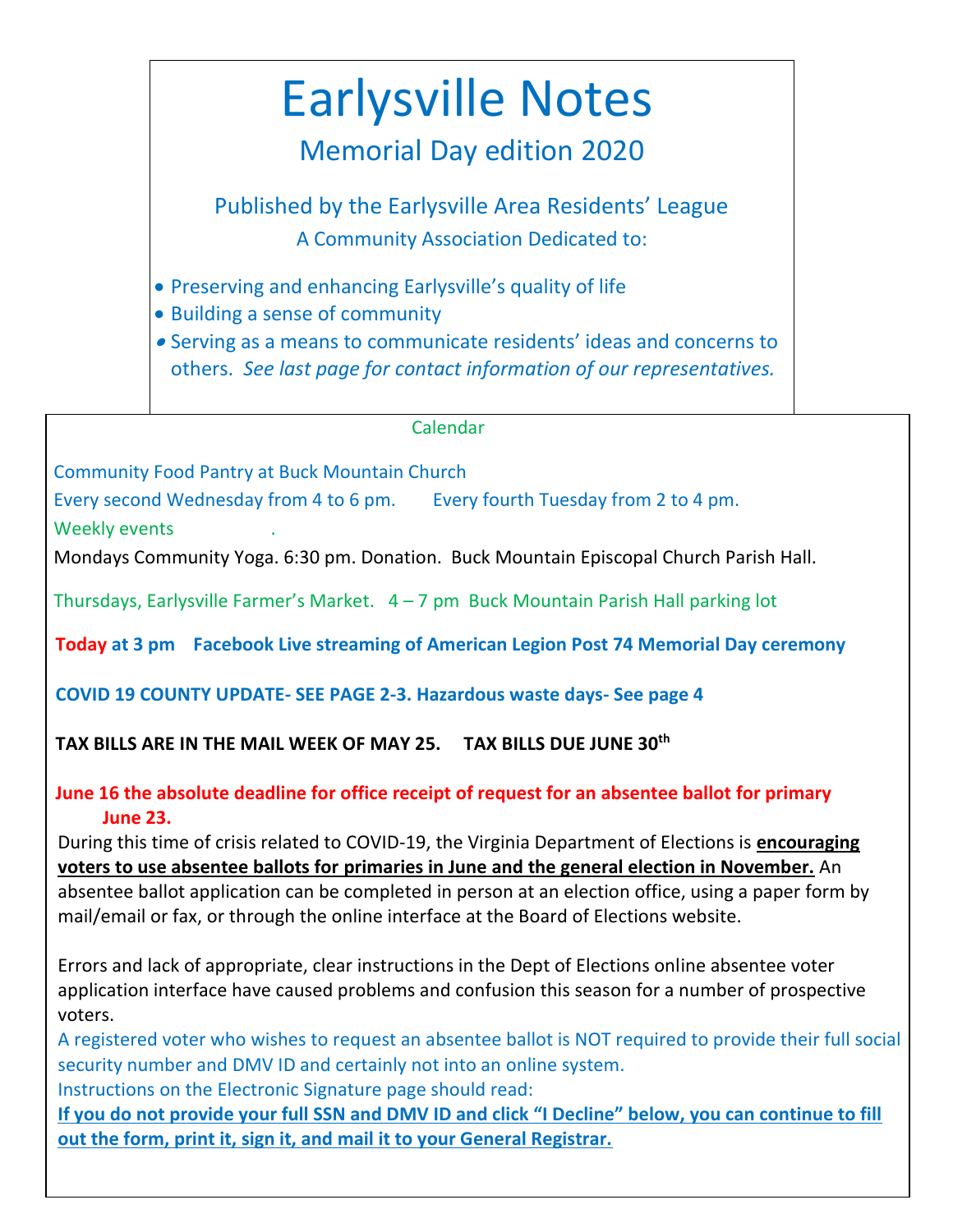# Earlysville Notes

## Memorial Day edition 2020

### Published by the Earlysville Area Residents' League

A Community Association Dedicated to:

- Preserving and enhancing Earlysville's quality of life
- Building a sense of community
- Serving as a means to communicate residents' ideas and concerns to others. *See last page for contact information of our representatives.*

### Calendar

Community Food Pantry at Buck Mountain Church

Every second Wednesday from 4 to 6 pm. Every fourth Tuesday from 2 to 4 pm.

Weekly events

Mondays Community Yoga. 6:30 pm. Donation. Buck Mountain Episcopal Church Parish Hall.

Thursdays, Earlysville Farmer's Market. 4 – 7 pm Buck Mountain Parish Hall parking lot

**Today at 3 pm Facebook Live streaming of American Legion Post 74 Memorial Day ceremony**

**COVID 19 COUNTY UPDATE- SEE PAGE 2-3. Hazardous waste days- See page 4**

**TAX BILLS ARE IN THE MAIL WEEK OF MAY 25. TAX BILLS DUE JUNE 30th**

**June 16 the absolute deadline for office receipt of request for an absentee ballot for primary June 23.**

During this time of crisis related to COVID-19, the Virginia Department of Elections is **encouraging voters to use absentee ballots for primaries in June and the general election in November.** An absentee ballot application can be completed in person at an election office, using a paper form by mail/email or fax, or through the online interface at the Board of Elections website.

Errors and lack of appropriate, clear instructions in the Dept of Elections online absentee voter application interface have caused problems and confusion this season for a number of prospective voters.

A registered voter who wishes to request an absentee ballot is NOT required to provide their full social security number and DMV ID and certainly not into an online system.

Instructions on the Electronic Signature page should read:

**If you do not provide your full SSN and DMV ID and click "I Decline" below, you can continue to fill out the form, print it, sign it, and mail it to your General Registrar.**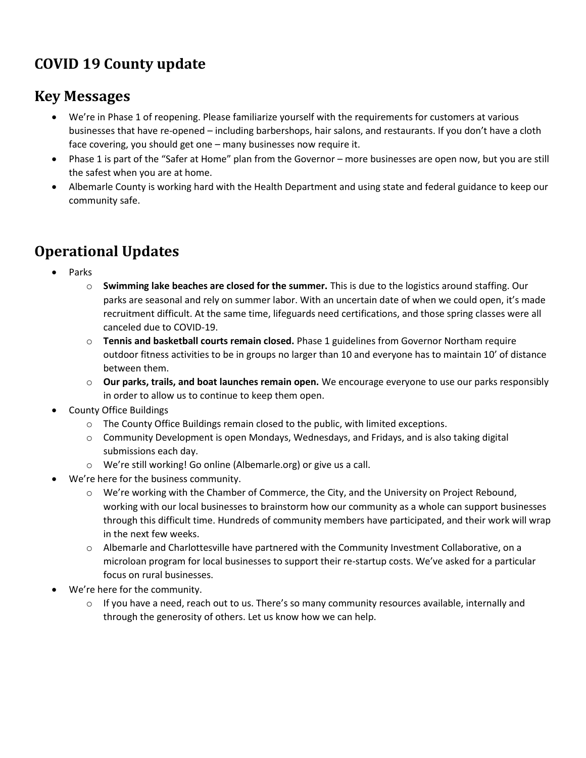# COVID 19 County update

## Key Messages

- We're in Phase 1 of reopening. Please familiarize yourself with the requirements for customers at various businesses that have re-opened – including barbershops, hair salons, and restaurants. If you don't have a cloth face covering, you should get one – many businesses now require it.
- Phase 1 is part of the "Safer at Home" plan from the Governor – more businesses are open now, but you are still the safest when you are at home.
- Albemarle County is working hard with the Health Department and using state and federal guidance to keep our community safe.

## Operational Updates

- Parks
  - **Swimming lake beaches are closed for the summer.** This is due to the logistics around staffing. Our parks are seasonal and rely on summer labor. With an uncertain date of when we could open, it's made recruitment difficult. At the same time, lifeguards need certifications, and those spring classes were all canceled due to COVID-19.
  - **Tennis and basketball courts remain closed.** Phase 1 guidelines from Governor Northam require outdoor fitness activities to be in groups no larger than 10 and everyone has to maintain 10' of distance between them.
  - **Our parks, trails, and boat launches remain open.** We encourage everyone to use our parks responsibly in order to allow us to continue to keep them open.
- County Office Buildings
  - The County Office Buildings remain closed to the public, with limited exceptions.
  - Community Development is open Mondays, Wednesdays, and Fridays, and is also taking digital submissions each day.
  - We're still working! Go online (Albemarle.org) or give us a call.
- We're here for the business community.
  - We're working with the Chamber of Commerce, the City, and the University on Project Rebound, working with our local businesses to brainstorm how our community as a whole can support businesses through this difficult time. Hundreds of community members have participated, and their work will wrap in the next few weeks.
  - Albemarle and Charlottesville have partnered with the Community Investment Collaborative, on a microloan program for local businesses to support their re-startup costs. We've asked for a particular focus on rural businesses.
- We're here for the community.
  - If you have a need, reach out to us. There's so many community resources available, internally and through the generosity of others. Let us know how we can help.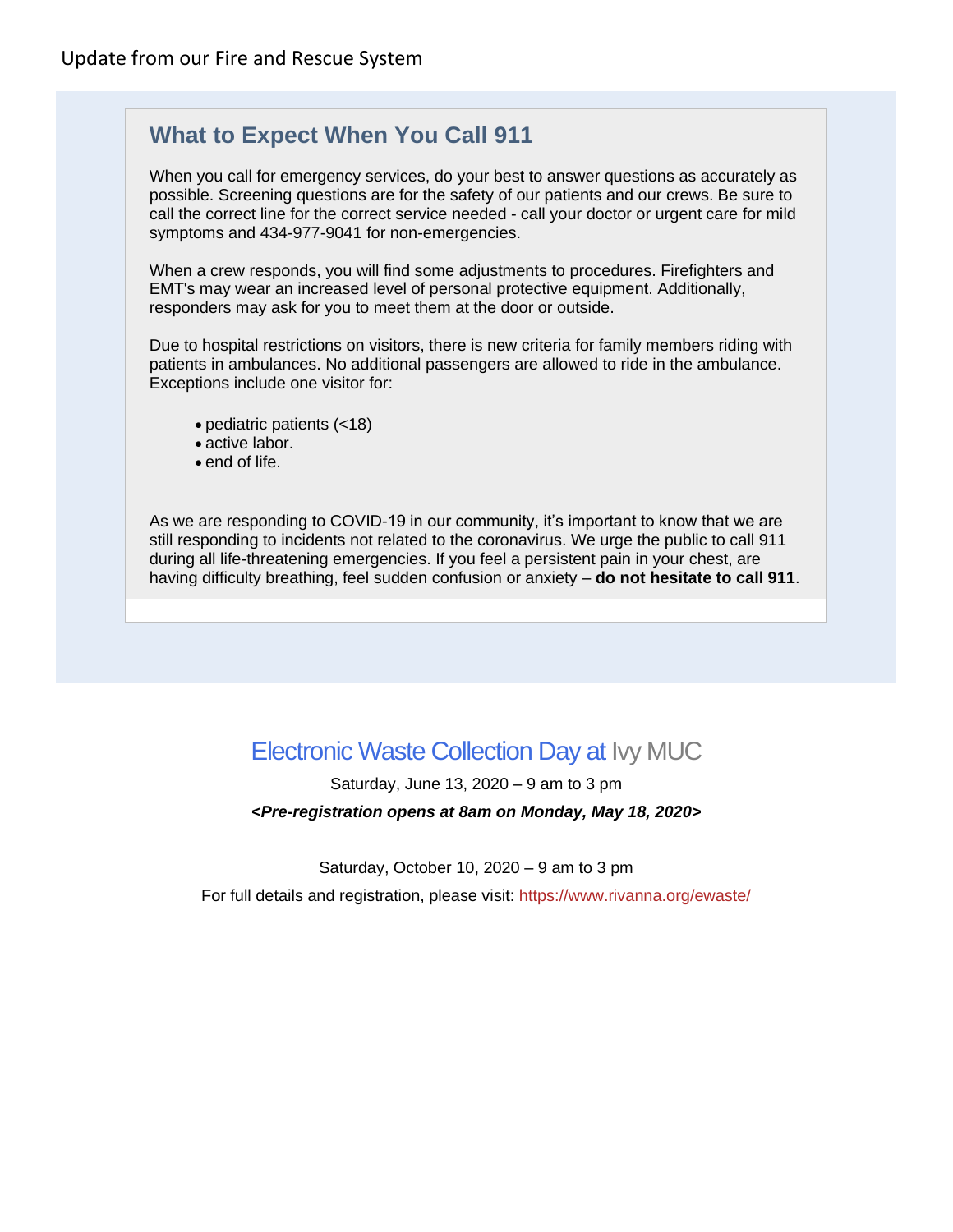Update from our Fire and Rescue System

## What to Expect When You Call 911

When you call for emergency services, do your best to answer questions as accurately as possible. Screening questions are for the safety of our patients and our crews. Be sure to call the correct line for the correct service needed - call your doctor or urgent care for mild symptoms and 434-977-9041 for non-emergencies.

When a crew responds, you will find some adjustments to procedures. Firefighters and EMT's may wear an increased level of personal protective equipment. Additionally, responders may ask for you to meet them at the door or outside.

Due to hospital restrictions on visitors, there is new criteria for family members riding with patients in ambulances. No additional passengers are allowed to ride in the ambulance. Exceptions include one visitor for:

- pediatric patients (<18)
- active labor.
- end of life.

As we are responding to COVID-19 in our community, it's important to know that we are still responding to incidents not related to the coronavirus. We urge the public to call 911 during all life-threatening emergencies. If you feel a persistent pain in your chest, are having difficulty breathing, feel sudden confusion or anxiety – **do not hesitate to call 911**.

## Electronic Waste Collection Day at Ivy MUC

Saturday, June 13, 2020 – 9 am to 3 pm

***<Pre-registration opens at 8am on Monday, May 18, 2020>***

Saturday, October 10, 2020 – 9 am to 3 pm

For full details and registration, please visit: https://www.rivanna.org/ewaste/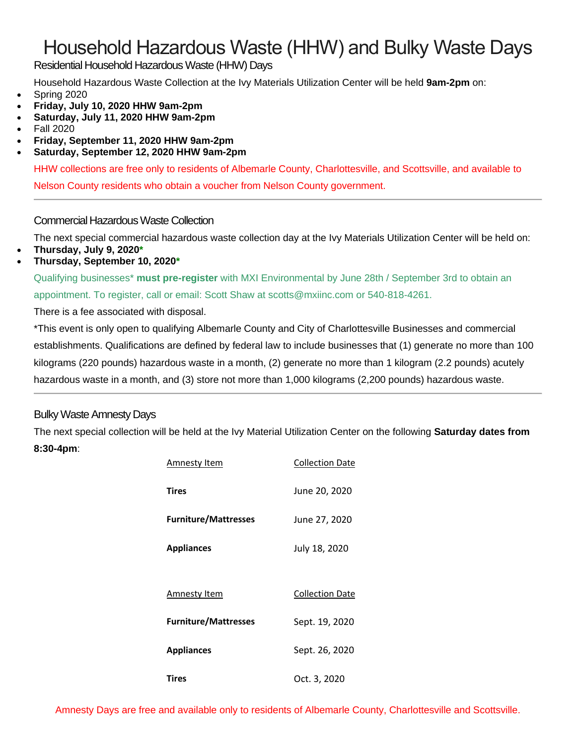# Household Hazardous Waste (HHW) and Bulky Waste Days

## Residential Household Hazardous Waste (HHW) Days

Household Hazardous Waste Collection at the Ivy Materials Utilization Center will be held **9am-2pm** on:

- Spring 2020
- **Friday, July 10, 2020 HHW 9am-2pm**
- **Saturday, July 11, 2020 HHW 9am-2pm**
- Fall 2020
- **Friday, September 11, 2020 HHW 9am-2pm**
- **Saturday, September 12, 2020 HHW 9am-2pm**

HHW collections are free only to residents of Albemarle County, Charlottesville, and Scottsville, and available to Nelson County residents who obtain a voucher from Nelson County government.

---

## Commercial Hazardous Waste Collection

The next special commercial hazardous waste collection day at the Ivy Materials Utilization Center will be held on:

- **Thursday, July 9, 2020***
- **Thursday, September 10, 2020***

Qualifying businesses* **must pre-register** with MXI Environmental by June 28th / September 3rd to obtain an appointment. To register, call or email: Scott Shaw at scotts@mxiinc.com or 540-818-4261.

There is a fee associated with disposal.

*This event is only open to qualifying Albemarle County and City of Charlottesville Businesses and commercial establishments. Qualifications are defined by federal law to include businesses that (1) generate no more than 100 kilograms (220 pounds) hazardous waste in a month, (2) generate no more than 1 kilogram (2.2 pounds) acutely hazardous waste in a month, and (3) store not more than 1,000 kilograms (2,200 pounds) hazardous waste.

---

## Bulky Waste Amnesty Days

The next special collection will be held at the Ivy Material Utilization Center on the following **Saturday dates from 8:30-4pm**:

| Amnesty Item | Collection Date |
|---|---|
| **Tires** | June 20, 2020 |
| **Furniture/Mattresses** | June 27, 2020 |
| **Appliances** | July 18, 2020 |

| Amnesty Item | Collection Date |
|---|---|
| **Furniture/Mattresses** | Sept. 19, 2020 |
| **Appliances** | Sept. 26, 2020 |
| **Tires** | Oct. 3, 2020 |

Amnesty Days are free and available only to residents of Albemarle County, Charlottesville and Scottsville.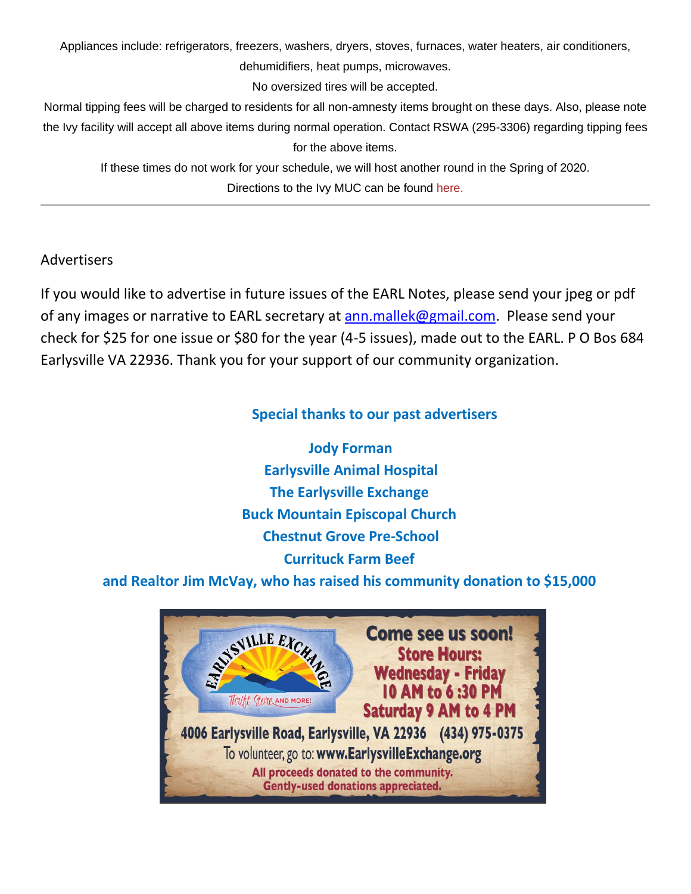Appliances include: refrigerators, freezers, washers, dryers, stoves, furnaces, water heaters, air conditioners, dehumidifiers, heat pumps, microwaves.

No oversized tires will be accepted.

Normal tipping fees will be charged to residents for all non-amnesty items brought on these days. Also, please note the Ivy facility will accept all above items during normal operation. Contact RSWA (295-3306) regarding tipping fees for the above items.

If these times do not work for your schedule, we will host another round in the Spring of 2020.

Directions to the Ivy MUC can be found here.

---

## Advertisers

If you would like to advertise in future issues of the EARL Notes, please send your jpeg or pdf of any images or narrative to EARL secretary at ann.mallek@gmail.com. Please send your check for $25 for one issue or $80 for the year (4-5 issues), made out to the EARL. P O Bos 684 Earlysville VA 22936. Thank you for your support of our community organization.

**Special thanks to our past advertisers**

**Jody Forman**
**Earlysville Animal Hospital**
**The Earlysville Exchange**
**Buck Mountain Episcopal Church**
**Chestnut Grove Pre-School**
**Currituck Farm Beef**
**and Realtor Jim McVay, who has raised his community donation to $15,000**

EARLYSVILLE EXCHANGE
Thrift Store AND MORE!

**Come see us soon!**
**Store Hours:**
**Wednesday - Friday**
**10 AM to 6 :30 PM**
**Saturday 9 AM to 4 PM**

**4006 Earlysville Road, Earlysville, VA 22936 (434) 975-0375**
To volunteer, go to: **www.EarlysvilleExchange.org**
**All proceeds donated to the community.**
**Gently-used donations appreciated.**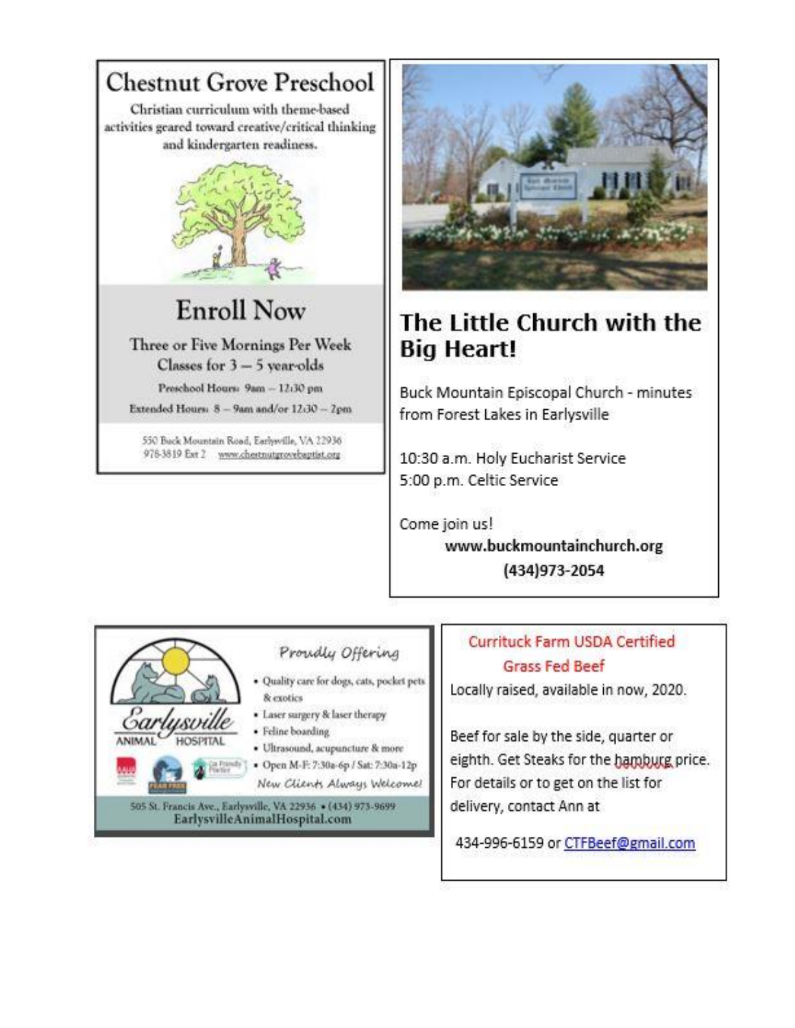## Chestnut Grove Preschool

Christian curriculum with theme-based activities geared toward creative/critical thinking and kindergarten readiness.

## Enroll Now

Three or Five Mornings Per Week

Classes for 3 – 5 year-olds

Preschool Hours: 9am – 12:30 pm

Extended Hours: 8 – 9am and/or 12:30 – 2pm

550 Buck Mountain Road, Earlysville, VA 22936

978-3819 Ext 2 www.chestnutgrovebaptist.org

## The Little Church with the Big Heart!

Buck Mountain Episcopal Church - minutes from Forest Lakes in Earlysville

10:30 a.m. Holy Eucharist Service

5:00 p.m. Celtic Service

Come join us!

**www.buckmountainchurch.org**

**(434)973-2054**

*Proudly Offering*

- Quality care for dogs, cats, pocket pets & exotics
- Laser surgery & laser therapy
- Feline boarding
- Ultrasound, acupuncture & more
- Open M-F: 7:30a-6p / Sat: 7:30a-12p

*New Clients Always Welcome!*

Earlysville Animal Hospital

505 St. Francis Ave., Earlysville, VA 22936 • (434) 973-9699

EarlysvilleAnimalHospital.com

Curritück Farm USDA Certified Grass Fed Beef

Locally raised, available in now, 2020.

Beef for sale by the side, quarter or eighth. Get Steaks for the hamburg price. For details or to get on the list for delivery, contact Ann at

434-996-6159 or CTFBeef@gmail.com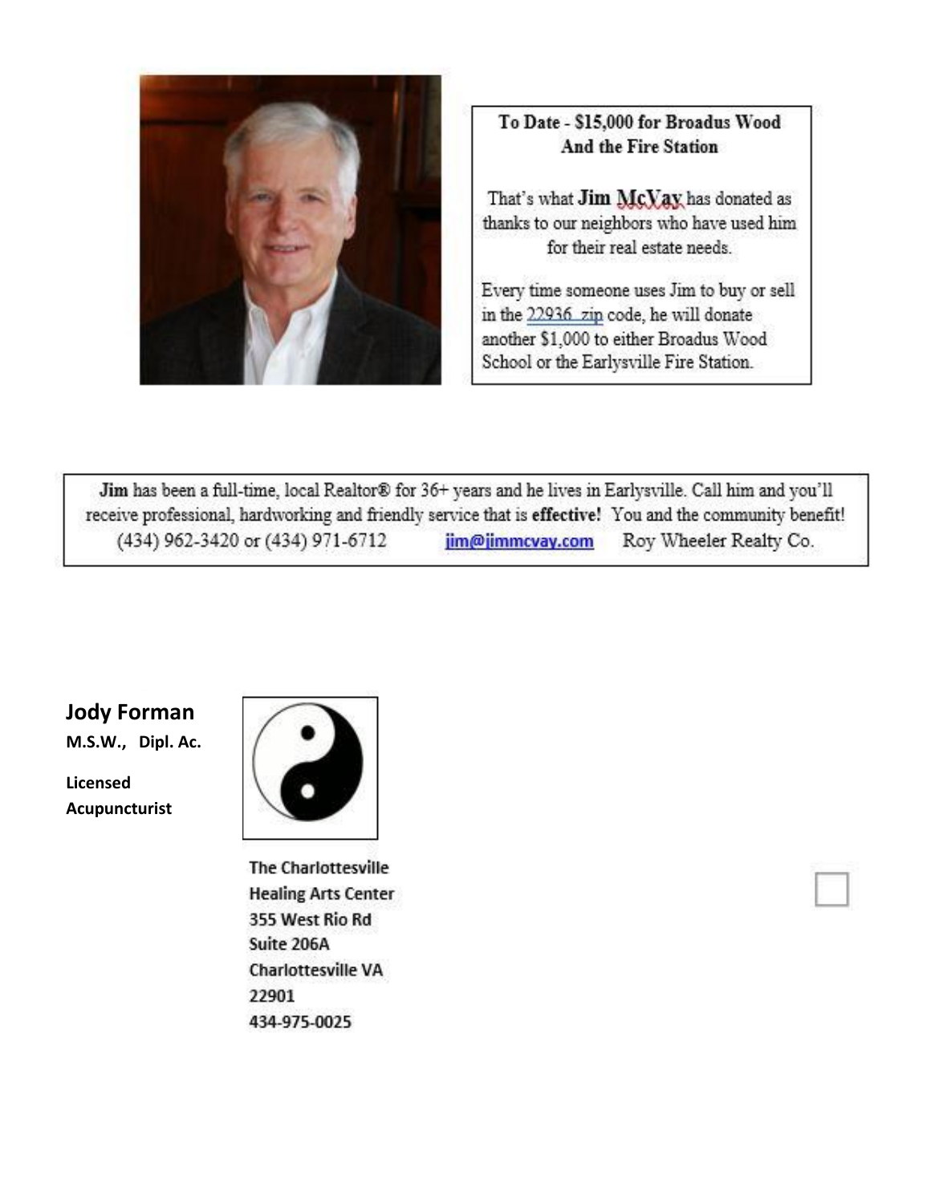**To Date - $15,000 for Broadus Wood And the Fire Station**

That's what **Jim McVay** has donated as thanks to our neighbors who have used him for their real estate needs.

Every time someone uses Jim to buy or sell in the 22936 zip code, he will donate another $1,000 to either Broadus Wood School or the Earlysville Fire Station.

**Jim** has been a full-time, local Realtor® for 36+ years and he lives in Earlysville. Call him and you'll receive professional, hardworking and friendly service that is **effective!** You and the community benefit!
(434) 962-3420 or (434) 971-6712 jim@jimmcvay.com Roy Wheeler Realty Co.

**Jody Forman**

**M.S.W., Dipl. Ac.**

**Licensed Acupuncturist**

The Charlottesville Healing Arts Center
355 West Rio Rd
Suite 206A
Charlottesville VA
22901
434-975-0025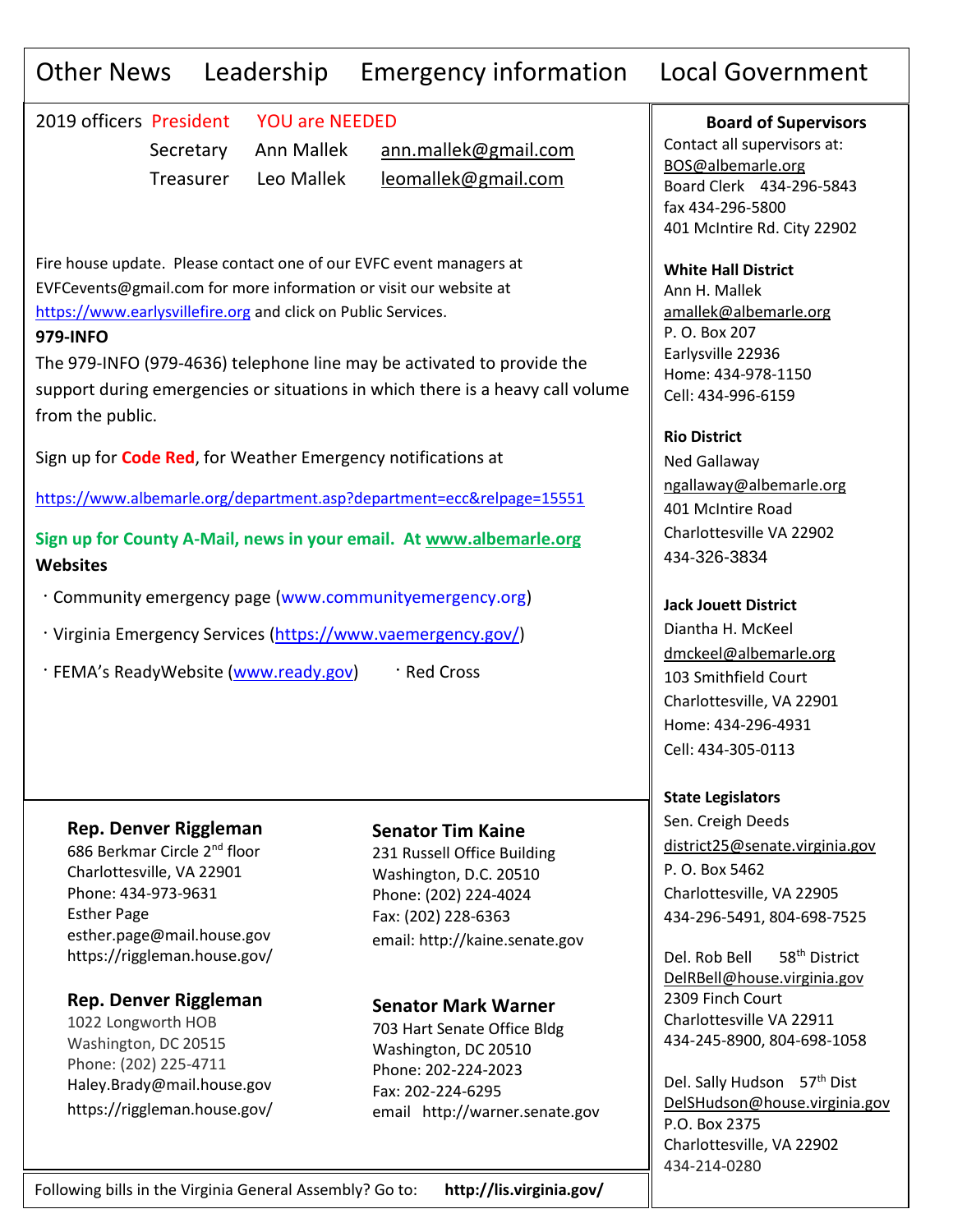# Other News Leadership Emergency information Local Government

2019 officers President YOU are NEEDED

| | | |
|---|---|---|
| Secretary | Ann Mallek | ann.mallek@gmail.com |
| Treasurer | Leo Mallek | leomallek@gmail.com |

Fire house update. Please contact one of our EVFC event managers at EVFCevents@gmail.com for more information or visit our website at https://www.earlysvillefire.org and click on Public Services.

**979-INFO**

The 979-INFO (979-4636) telephone line may be activated to provide the support during emergencies or situations in which there is a heavy call volume from the public.

Sign up for **Code Red**, for Weather Emergency notifications at

https://www.albemarle.org/department.asp?department=ecc&relpage=15551

**Sign up for County A-Mail, news in your email. At www.albemarle.org**

**Websites**

- Community emergency page (www.communityemergency.org)
- Virginia Emergency Services (https://www.vaemergency.gov/)
- FEMA's ReadyWebsite (www.ready.gov)
- Red Cross

**Rep. Denver Riggleman**
686 Berkmar Circle 2nd floor
Charlottesville, VA 22901
Phone: 434-973-9631
Esther Page
esther.page@mail.house.gov
https://riggleman.house.gov/

**Rep. Denver Riggleman**
1022 Longworth HOB
Washington, DC 20515
Phone: (202) 225-4711
Haley.Brady@mail.house.gov
https://riggleman.house.gov/

**Senator Tim Kaine**
231 Russell Office Building
Washington, D.C. 20510
Phone: (202) 224-4024
Fax: (202) 228-6363
email: http://kaine.senate.gov

**Senator Mark Warner**
703 Hart Senate Office Bldg
Washington, DC 20510
Phone: 202-224-2023
Fax: 202-224-6295
email http://warner.senate.gov

Following bills in the Virginia General Assembly? Go to: **http://lis.virginia.gov/**

**Board of Supervisors**
Contact all supervisors at:
BOS@albemarle.org
Board Clerk 434-296-5843
fax 434-296-5800
401 McIntire Rd. City 22902

**White Hall District**
Ann H. Mallek
amallek@albemarle.org
P. O. Box 207
Earlysville 22936
Home: 434-978-1150
Cell: 434-996-6159

**Rio District**
Ned Gallaway
ngallaway@albemarle.org
401 McIntire Road
Charlottesville VA 22902
434-326-3834

**Jack Jouett District**
Diantha H. McKeel
dmckeel@albemarle.org
103 Smithfield Court
Charlottesville, VA 22901
Home: 434-296-4931
Cell: 434-305-0113

**State Legislators**
Sen. Creigh Deeds
district25@senate.virginia.gov
P. O. Box 5462
Charlottesville, VA 22905
434-296-5491, 804-698-7525

Del. Rob Bell 58th District
DelRBell@house.virginia.gov
2309 Finch Court
Charlottesville VA 22911
434-245-8900, 804-698-1058

Del. Sally Hudson 57th Dist
DelSHudson@house.virginia.gov
P.O. Box 2375
Charlottesville, VA 22902
434-214-0280